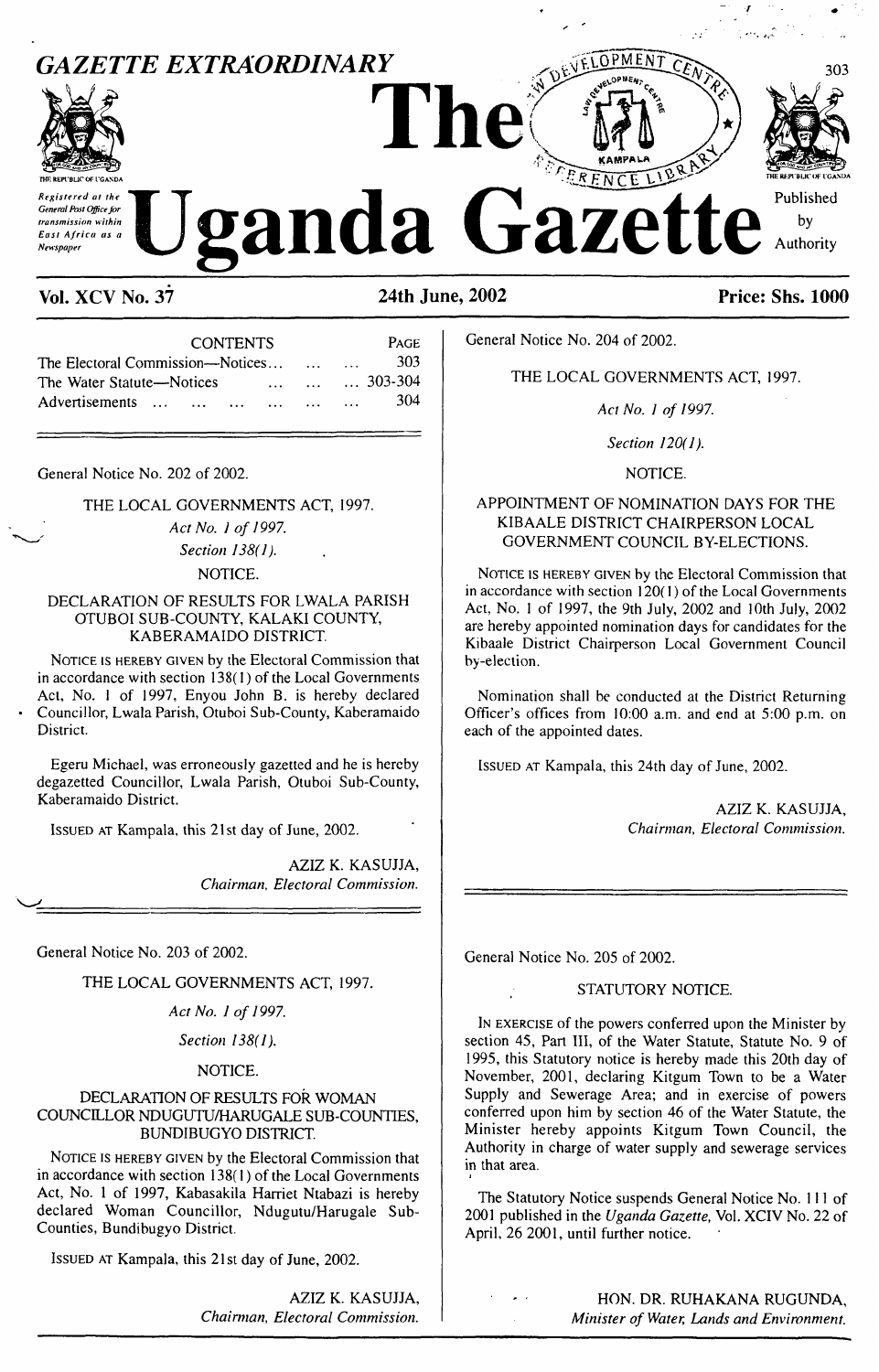# GAZETTE EXTRAORDINARY

# The Uganda Gazette

Registered at the General Post Office for transmission within East Africa as a Newspaper

Published by Authority

**Vol. XCV No. 37** **24th June, 2002** **Price: Shs. 1000**

| CONTENTS | PAGE |
|---|---|
| The Electoral Commission—Notices... | 303 |
| The Water Statute—Notices | 303-304 |
| Advertisements | 304 |

General Notice No. 202 of 2002.

THE LOCAL GOVERNMENTS ACT, 1997.

*Act No. 1 of 1997.*

*Section 138(1).*

NOTICE.

DECLARATION OF RESULTS FOR LWALA PARISH OTUBOI SUB-COUNTY, KALAKI COUNTY, KABERAMAIDO DISTRICT.

NOTICE IS HEREBY GIVEN by the Electoral Commission that in accordance with section 138(1) of the Local Governments Act, No. 1 of 1997, Enyou John B. is hereby declared Councillor, Lwala Parish, Otuboi Sub-County, Kaberamaido District.

Egeru Michael, was erroneously gazetted and he is hereby degazetted Councillor, Lwala Parish, Otuboi Sub-County, Kaberamaido District.

ISSUED AT Kampala, this 21st day of June, 2002.

AZIZ K. KASUJJA,
*Chairman, Electoral Commission.*

General Notice No. 203 of 2002.

THE LOCAL GOVERNMENTS ACT, 1997.

*Act No. 1 of 1997.*

*Section 138(1).*

NOTICE.

DECLARATION OF RESULTS FOR WOMAN COUNCILLOR NDUGUTU/HARUGALE SUB-COUNTIES, BUNDIBUGYO DISTRICT.

NOTICE IS HEREBY GIVEN by the Electoral Commission that in accordance with section 138(1) of the Local Governments Act, No. 1 of 1997, Kabasakila Harriet Ntabazi is hereby declared Woman Councillor, Ndugutu/Harugale Sub-Counties, Bundibugyo District.

ISSUED AT Kampala, this 21st day of June, 2002.

AZIZ K. KASUJJA,
*Chairman, Electoral Commission.*

General Notice No. 204 of 2002.

THE LOCAL GOVERNMENTS ACT, 1997.

*Act No. 1 of 1997.*

*Section 120(1).*

NOTICE.

APPOINTMENT OF NOMINATION DAYS FOR THE KIBAALE DISTRICT CHAIRPERSON LOCAL GOVERNMENT COUNCIL BY-ELECTIONS.

NOTICE IS HEREBY GIVEN by the Electoral Commission that in accordance with section 120(1) of the Local Governments Act, No. 1 of 1997, the 9th July, 2002 and 10th July, 2002 are hereby appointed nomination days for candidates for the Kibaale District Chairperson Local Government Council by-election.

Nomination shall be conducted at the District Returning Officer's offices from 10:00 a.m. and end at 5:00 p.m. on each of the appointed dates.

ISSUED AT Kampala, this 24th day of June, 2002.

AZIZ K. KASUJJA,
*Chairman, Electoral Commission.*

General Notice No. 205 of 2002.

STATUTORY NOTICE.

IN EXERCISE of the powers conferred upon the Minister by section 45, Part III, of the Water Statute, Statute No. 9 of 1995, this Statutory notice is hereby made this 20th day of November, 2001, declaring Kitgum Town to be a Water Supply and Sewerage Area; and in exercise of powers conferred upon him by section 46 of the Water Statute, the Minister hereby appoints Kitgum Town Council, the Authority in charge of water supply and sewerage services in that area.

The Statutory Notice suspends General Notice No. 111 of 2001 published in the *Uganda Gazette*, Vol. XCIV No. 22 of April, 26 2001, until further notice.

HON. DR. RUHAKANA RUGUNDA,
*Minister of Water, Lands and Environment.*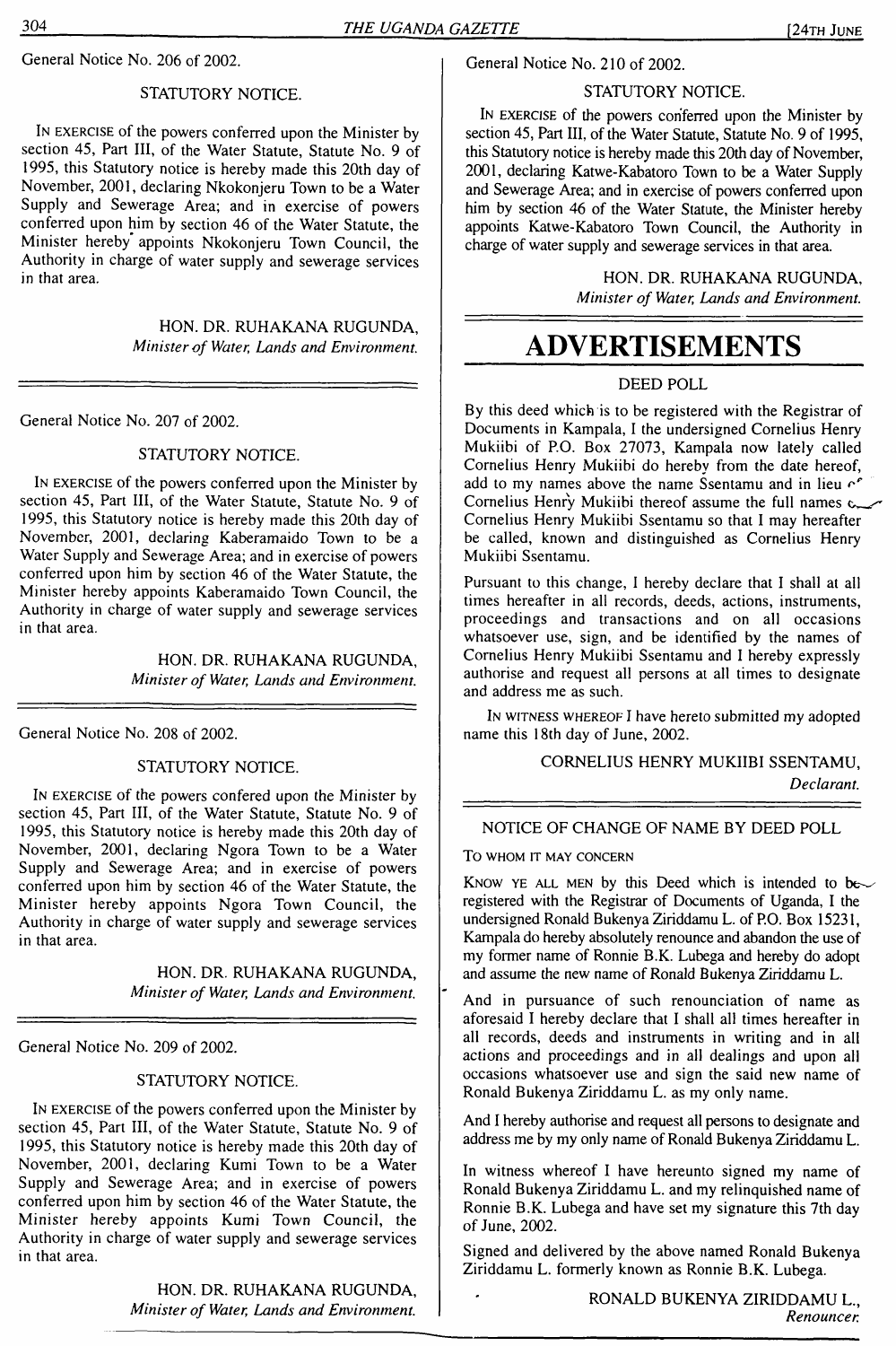General Notice No. 206 of 2002.

STATUTORY NOTICE.

IN EXERCISE of the powers conferred upon the Minister by section 45, Part III, of the Water Statute, Statute No. 9 of 1995, this Statutory notice is hereby made this 20th day of November, 2001, declaring Nkokonjeru Town to be a Water Supply and Sewerage Area; and in exercise of powers conferred upon him by section 46 of the Water Statute, the Minister hereby appoints Nkokonjeru Town Council, the Authority in charge of water supply and sewerage services in that area.

HON. DR. RUHAKANA RUGUNDA,
*Minister of Water, Lands and Environment.*

---

General Notice No. 207 of 2002.

STATUTORY NOTICE.

IN EXERCISE of the powers conferred upon the Minister by section 45, Part III, of the Water Statute, Statute No. 9 of 1995, this Statutory notice is hereby made this 20th day of November, 2001, declaring Kaberamaido Town to be a Water Supply and Sewerage Area; and in exercise of powers conferred upon him by section 46 of the Water Statute, the Minister hereby appoints Kaberamaido Town Council, the Authority in charge of water supply and sewerage services in that area.

HON. DR. RUHAKANA RUGUNDA,
*Minister of Water, Lands and Environment.*

---

General Notice No. 208 of 2002.

STATUTORY NOTICE.

IN EXERCISE of the powers confered upon the Minister by section 45, Part III, of the Water Statute, Statute No. 9 of 1995, this Statutory notice is hereby made this 20th day of November, 2001, declaring Ngora Town to be a Water Supply and Sewerage Area; and in exercise of powers conferred upon him by section 46 of the Water Statute, the Minister hereby appoints Ngora Town Council, the Authority in charge of water supply and sewerage services in that area.

HON. DR. RUHAKANA RUGUNDA,
*Minister of Water, Lands and Environment.*

---

General Notice No. 209 of 2002.

STATUTORY NOTICE.

IN EXERCISE of the powers conferred upon the Minister by section 45, Part III, of the Water Statute, Statute No. 9 of 1995, this Statutory notice is hereby made this 20th day of November, 2001, declaring Kumi Town to be a Water Supply and Sewerage Area; and in exercise of powers conferred upon him by section 46 of the Water Statute, the Minister hereby appoints Kumi Town Council, the Authority in charge of water supply and sewerage services in that area.

HON. DR. RUHAKANA RUGUNDA,
*Minister of Water, Lands and Environment.*

---

General Notice No. 210 of 2002.

STATUTORY NOTICE.

IN EXERCISE of the powers conferred upon the Minister by section 45, Part III, of the Water Statute, Statute No. 9 of 1995, this Statutory notice is hereby made this 20th day of November, 2001, declaring Katwe-Kabatoro Town to be a Water Supply and Sewerage Area; and in exercise of powers conferred upon him by section 46 of the Water Statute, the Minister hereby appoints Katwe-Kabatoro Town Council, the Authority in charge of water supply and sewerage services in that area.

HON. DR. RUHAKANA RUGUNDA,
*Minister of Water, Lands and Environment.*

---

# ADVERTISEMENTS

DEED POLL

By this deed which is to be registered with the Registrar of Documents in Kampala, I the undersigned Cornelius Henry Mukiibi of P.O. Box 27073, Kampala now lately called Cornelius Henry Mukiibi do hereby from the date hereof, add to my names above the name Ssentamu and in lieu of Cornelius Henry Mukiibi thereof assume the full names of Cornelius Henry Mukiibi Ssentamu so that I may hereafter be called, known and distinguished as Cornelius Henry Mukiibi Ssentamu.

Pursuant to this change, I hereby declare that I shall at all times hereafter in all records, deeds, actions, instruments, proceedings and transactions and on all occasions whatsoever use, sign, and be identified by the names of Cornelius Henry Mukiibi Ssentamu and I hereby expressly authorise and request all persons at all times to designate and address me as such.

IN WITNESS WHEREOF I have hereto submitted my adopted name this 18th day of June, 2002.

CORNELIUS HENRY MUKIIBI SSENTAMU,
*Declarant.*

---

NOTICE OF CHANGE OF NAME BY DEED POLL

TO WHOM IT MAY CONCERN

KNOW YE ALL MEN by this Deed which is intended to be registered with the Registrar of Documents of Uganda, I the undersigned Ronald Bukenya Ziriddamu L. of P.O. Box 15231, Kampala do hereby absolutely renounce and abandon the use of my former name of Ronnie B.K. Lubega and hereby do adopt and assume the new name of Ronald Bukenya Ziriddamu L.

And in pursuance of such renounciation of name as aforesaid I hereby declare that I shall all times hereafter in all records, deeds and instruments in writing and in all actions and proceedings and in all dealings and upon all occasions whatsoever use and sign the said new name of Ronald Bukenya Ziriddamu L. as my only name.

And I hereby authorise and request all persons to designate and address me by my only name of Ronald Bukenya Ziriddamu L.

In witness whereof I have hereunto signed my name of Ronald Bukenya Ziriddamu L. and my relinquished name of Ronnie B.K. Lubega and have set my signature this 7th day of June, 2002.

Signed and delivered by the above named Ronald Bukenya Ziriddamu L. formerly known as Ronnie B.K. Lubega.

RONALD BUKENYA ZIRIDDAMU L.,
*Renouncer.*